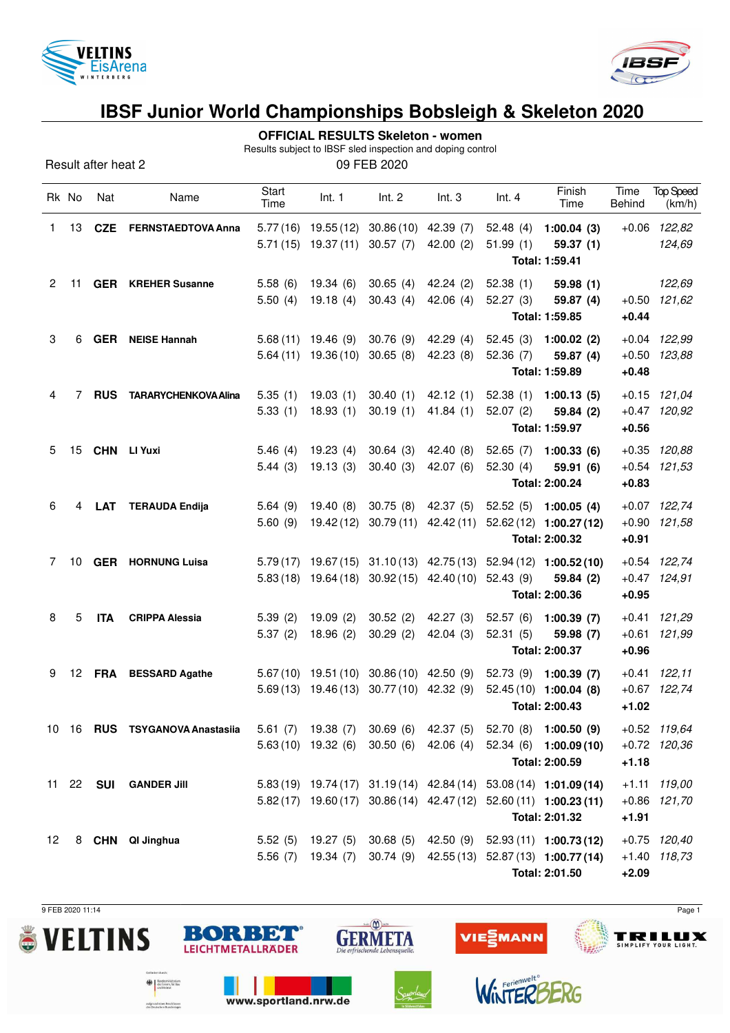# IBSF Junior World Championships Bobsleigh & Skeleton 2020

## OFFICIAL RESULTS Skeleton - women

Results subject to IBSF sled inspection and doping control

Result after heat 2

09 FEB 2020

| Rk | No | Nat | Name | Start Time | Int. 1 | Int. 2 | Int. 3 | Int. 4 | Finish Time | Time Behind | Top Speed (km/h) |
|---|---|---|---|---|---|---|---|---|---|---|---|
| 1 | 13 | **CZE** | **FERNSTAEDTOVA Anna** | 5.77 (16) | 19.55 (12) | 30.86 (10) | 42.39 (7) | 52.48 (4) | **1:00.04 (3)** | +0.06 | *122,82* |
| | | | | 5.71 (15) | 19.37 (11) | 30.57 (7) | 42.00 (2) | 51.99 (1) | **59.37 (1)** | | *124,69* |
| | | | | | | | | | **Total: 1:59.41** | | |
| 2 | 11 | **GER** | **KREHER Susanne** | 5.58 (6) | 19.34 (6) | 30.65 (4) | 42.24 (2) | 52.38 (1) | **59.98 (1)** | | *122,69* |
| | | | | 5.50 (4) | 19.18 (4) | 30.43 (4) | 42.06 (4) | 52.27 (3) | **59.87 (4)** | +0.50 | *121,62* |
| | | | | | | | | | **Total: 1:59.85** | **+0.44** | |
| 3 | 6 | **GER** | **NEISE Hannah** | 5.68 (11) | 19.46 (9) | 30.76 (9) | 42.29 (4) | 52.45 (3) | **1:00.02 (2)** | +0.04 | *122,99* |
| | | | | 5.64 (11) | 19.36 (10) | 30.65 (8) | 42.23 (8) | 52.36 (7) | **59.87 (4)** | +0.50 | *123,88* |
| | | | | | | | | | **Total: 1:59.89** | **+0.48** | |
| 4 | 7 | **RUS** | **TARARYCHENKOVA Alina** | 5.35 (1) | 19.03 (1) | 30.40 (1) | 42.12 (1) | 52.38 (1) | **1:00.13 (5)** | +0.15 | *121,04* |
| | | | | 5.33 (1) | 18.93 (1) | 30.19 (1) | 41.84 (1) | 52.07 (2) | **59.84 (2)** | +0.47 | *120,92* |
| | | | | | | | | | **Total: 1:59.97** | **+0.56** | |
| 5 | 15 | **CHN** | **LI Yuxi** | 5.46 (4) | 19.23 (4) | 30.64 (3) | 42.40 (8) | 52.65 (7) | **1:00.33 (6)** | +0.35 | *120,88* |
| | | | | 5.44 (3) | 19.13 (3) | 30.40 (3) | 42.07 (6) | 52.30 (4) | **59.91 (6)** | +0.54 | *121,53* |
| | | | | | | | | | **Total: 2:00.24** | **+0.83** | |
| 6 | 4 | **LAT** | **TERAUDA Endija** | 5.64 (9) | 19.40 (8) | 30.75 (8) | 42.37 (5) | 52.52 (5) | **1:00.05 (4)** | +0.07 | *122,74* |
| | | | | 5.60 (9) | 19.42 (12) | 30.79 (11) | 42.42 (11) | 52.62 (12) | **1:00.27 (12)** | +0.90 | *121,58* |
| | | | | | | | | | **Total: 2:00.32** | **+0.91** | |
| 7 | 10 | **GER** | **HORNUNG Luisa** | 5.79 (17) | 19.67 (15) | 31.10 (13) | 42.75 (13) | 52.94 (12) | **1:00.52 (10)** | +0.54 | *122,74* |
| | | | | 5.83 (18) | 19.64 (18) | 30.92 (15) | 42.40 (10) | 52.43 (9) | **59.84 (2)** | +0.47 | *124,91* |
| | | | | | | | | | **Total: 2:00.36** | **+0.95** | |
| 8 | 5 | **ITA** | **CRIPPA Alessia** | 5.39 (2) | 19.09 (2) | 30.52 (2) | 42.27 (3) | 52.57 (6) | **1:00.39 (7)** | +0.41 | *121,29* |
| | | | | 5.37 (2) | 18.96 (2) | 30.29 (2) | 42.04 (3) | 52.31 (5) | **59.98 (7)** | +0.61 | *121,99* |
| | | | | | | | | | **Total: 2:00.37** | **+0.96** | |
| 9 | 12 | **FRA** | **BESSARD Agathe** | 5.67 (10) | 19.51 (10) | 30.86 (10) | 42.50 (9) | 52.73 (9) | **1:00.39 (7)** | +0.41 | *122,11* |
| | | | | 5.69 (13) | 19.46 (13) | 30.77 (10) | 42.32 (9) | 52.45 (10) | **1:00.04 (8)** | +0.67 | *122,74* |
| | | | | | | | | | **Total: 2:00.43** | **+1.02** | |
| 10 | 16 | **RUS** | **TSYGANOVA Anastasiia** | 5.61 (7) | 19.38 (7) | 30.69 (6) | 42.37 (5) | 52.70 (8) | **1:00.50 (9)** | +0.52 | *119,64* |
| | | | | 5.63 (10) | 19.32 (6) | 30.50 (6) | 42.06 (4) | 52.34 (6) | **1:00.09 (10)** | +0.72 | *120,36* |
| | | | | | | | | | **Total: 2:00.59** | **+1.18** | |
| 11 | 22 | **SUI** | **GANDER Jill** | 5.83 (19) | 19.74 (17) | 31.19 (14) | 42.84 (14) | 53.08 (14) | **1:01.09 (14)** | +1.11 | *119,00* |
| | | | | 5.82 (17) | 19.60 (17) | 30.86 (14) | 42.47 (12) | 52.60 (11) | **1:00.23 (11)** | +0.86 | *121,70* |
| | | | | | | | | | **Total: 2:01.32** | **+1.91** | |
| 12 | 8 | **CHN** | **QI Jinghua** | 5.52 (5) | 19.27 (5) | 30.68 (5) | 42.50 (9) | 52.93 (11) | **1:00.73 (12)** | +0.75 | *120,40* |
| | | | | 5.56 (7) | 19.34 (7) | 30.74 (9) | 42.55 (13) | 52.87 (13) | **1:00.77 (14)** | +1.40 | *118,73* |
| | | | | | | | | | **Total: 2:01.50** | **+2.09** | |

9 FEB 2020 11:14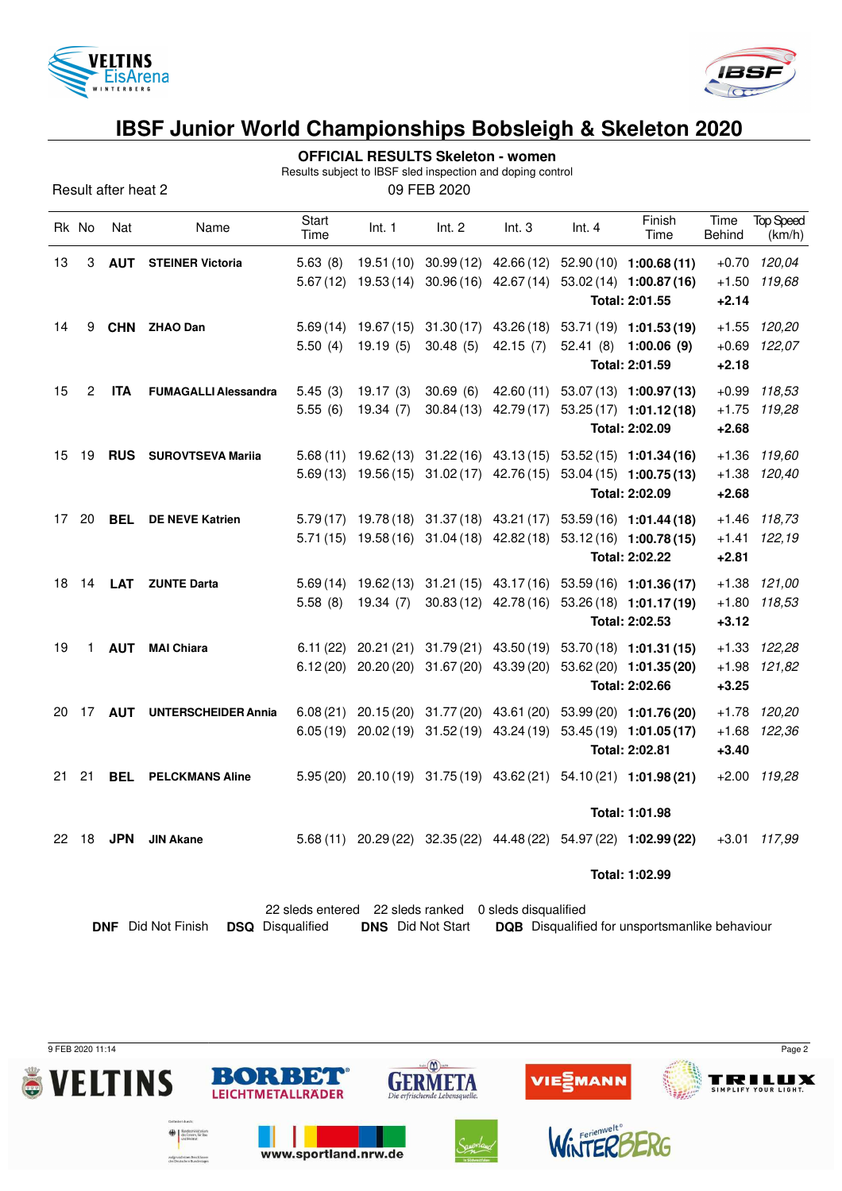# IBSF Junior World Championships Bobsleigh & Skeleton 2020

## OFFICIAL RESULTS Skeleton - women

Results subject to IBSF sled inspection and doping control

Result after heat 2 — 09 FEB 2020

| Rk | No | Nat | Name | Start Time | Int. 1 | Int. 2 | Int. 3 | Int. 4 | Finish Time | Time Behind | Top Speed (km/h) |
|---|---|---|---|---|---|---|---|---|---|---|---|
| 13 | 3 | **AUT** | **STEINER Victoria** | 5.63 (8) | 19.51 (10) | 30.99 (12) | 42.66 (12) | 52.90 (10) | **1:00.68 (11)** | +0.70 | *120,04* |
| | | | | 5.67 (12) | 19.53 (14) | 30.96 (16) | 42.67 (14) | 53.02 (14) | **1:00.87 (16)** | +1.50 | *119,68* |
| | | | | | | | | | **Total: 2:01.55** | **+2.14** | |
| 14 | 9 | **CHN** | **ZHAO Dan** | 5.69 (14) | 19.67 (15) | 31.30 (17) | 43.26 (18) | 53.71 (19) | **1:01.53 (19)** | +1.55 | *120,20* |
| | | | | 5.50 (4) | 19.19 (5) | 30.48 (5) | 42.15 (7) | 52.41 (8) | **1:00.06 (9)** | +0.69 | *122,07* |
| | | | | | | | | | **Total: 2:01.59** | **+2.18** | |
| 15 | 2 | **ITA** | **FUMAGALLI Alessandra** | 5.45 (3) | 19.17 (3) | 30.69 (6) | 42.60 (11) | 53.07 (13) | **1:00.97 (13)** | +0.99 | *118,53* |
| | | | | 5.55 (6) | 19.34 (7) | 30.84 (13) | 42.79 (17) | 53.25 (17) | **1:01.12 (18)** | +1.75 | *119,28* |
| | | | | | | | | | **Total: 2:02.09** | **+2.68** | |
| 15 | 19 | **RUS** | **SUROVTSEVA Mariia** | 5.68 (11) | 19.62 (13) | 31.22 (16) | 43.13 (15) | 53.52 (15) | **1:01.34 (16)** | +1.36 | *119,60* |
| | | | | 5.69 (13) | 19.56 (15) | 31.02 (17) | 42.76 (15) | 53.04 (15) | **1:00.75 (13)** | +1.38 | *120,40* |
| | | | | | | | | | **Total: 2:02.09** | **+2.68** | |
| 17 | 20 | **BEL** | **DE NEVE Katrien** | 5.79 (17) | 19.78 (18) | 31.37 (18) | 43.21 (17) | 53.59 (16) | **1:01.44 (18)** | +1.46 | *118,73* |
| | | | | 5.71 (15) | 19.58 (16) | 31.04 (18) | 42.82 (18) | 53.12 (16) | **1:00.78 (15)** | +1.41 | *122,19* |
| | | | | | | | | | **Total: 2:02.22** | **+2.81** | |
| 18 | 14 | **LAT** | **ZUNTE Darta** | 5.69 (14) | 19.62 (13) | 31.21 (15) | 43.17 (16) | 53.59 (16) | **1:01.36 (17)** | +1.38 | *121,00* |
| | | | | 5.58 (8) | 19.34 (7) | 30.83 (12) | 42.78 (16) | 53.26 (18) | **1:01.17 (19)** | +1.80 | *118,53* |
| | | | | | | | | | **Total: 2:02.53** | **+3.12** | |
| 19 | 1 | **AUT** | **MAI Chiara** | 6.11 (22) | 20.21 (21) | 31.79 (21) | 43.50 (19) | 53.70 (18) | **1:01.31 (15)** | +1.33 | *122,28* |
| | | | | 6.12 (20) | 20.20 (20) | 31.67 (20) | 43.39 (20) | 53.62 (20) | **1:01.35 (20)** | +1.98 | *121,82* |
| | | | | | | | | | **Total: 2:02.66** | **+3.25** | |
| 20 | 17 | **AUT** | **UNTERSCHEIDER Annia** | 6.08 (21) | 20.15 (20) | 31.77 (20) | 43.61 (20) | 53.99 (20) | **1:01.76 (20)** | +1.78 | *120,20* |
| | | | | 6.05 (19) | 20.02 (19) | 31.52 (19) | 43.24 (19) | 53.45 (19) | **1:01.05 (17)** | +1.68 | *122,36* |
| | | | | | | | | | **Total: 2:02.81** | **+3.40** | |
| 21 | 21 | **BEL** | **PELCKMANS Aline** | 5.95 (20) | 20.10 (19) | 31.75 (19) | 43.62 (21) | 54.10 (21) | **1:01.98 (21)** | +2.00 | *119,28* |
| | | | | | | | | | **Total: 1:01.98** | | |
| 22 | 18 | **JPN** | **JIN Akane** | 5.68 (11) | 20.29 (22) | 32.35 (22) | 44.48 (22) | 54.97 (22) | **1:02.99 (22)** | +3.01 | *117,99* |
| | | | | | | | | | **Total: 1:02.99** | | |

22 sleds entered — 22 sleds ranked — 0 sleds disqualified

**DNF** Did Not Finish — **DSQ** Disqualified — **DNS** Did Not Start — **DQB** Disqualified for unsportsmanlike behaviour

9 FEB 2020 11:14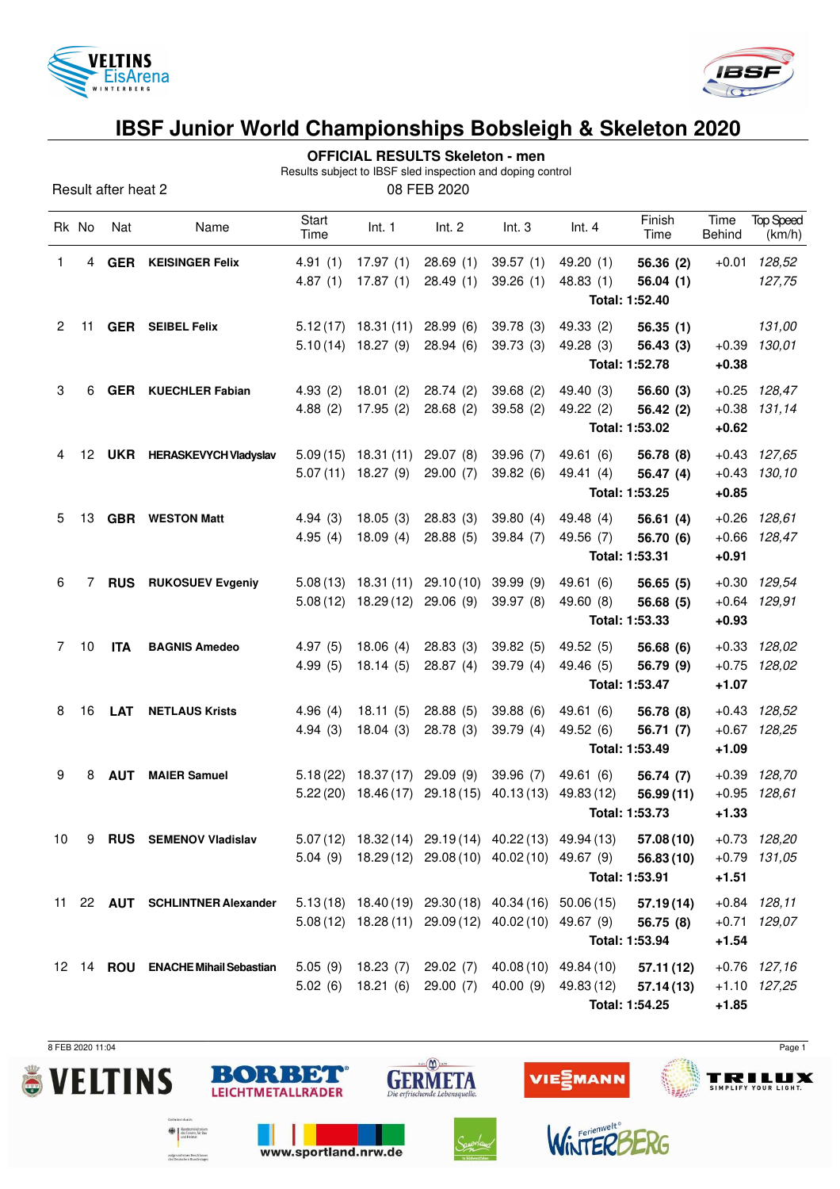# IBSF Junior World Championships Bobsleigh & Skeleton 2020

**OFFICIAL RESULTS Skeleton - men**

Results subject to IBSF sled inspection and doping control

Result after heat 2

08 FEB 2020

| Rk | No | Nat | Name | Start Time | Int. 1 | Int. 2 | Int. 3 | Int. 4 | Finish Time | Time Behind | Top Speed (km/h) |
|---|---|---|---|---|---|---|---|---|---|---|---|
| 1 | 4 | **GER** | **KEISINGER Felix** | 4.91 (1) | 17.97 (1) | 28.69 (1) | 39.57 (1) | 49.20 (1) | **56.36 (2)** | +0.01 | *128,52* |
| | | | | 4.87 (1) | 17.87 (1) | 28.49 (1) | 39.26 (1) | 48.83 (1) | **56.04 (1)** | | *127,75* |
| | | | | | | | | | **Total: 1:52.40** | | |
| 2 | 11 | **GER** | **SEIBEL Felix** | 5.12 (17) | 18.31 (11) | 28.99 (6) | 39.78 (3) | 49.33 (2) | **56.35 (1)** | | *131,00* |
| | | | | 5.10 (14) | 18.27 (9) | 28.94 (6) | 39.73 (3) | 49.28 (3) | **56.43 (3)** | +0.39 | *130,01* |
| | | | | | | | | | **Total: 1:52.78** | **+0.38** | |
| 3 | 6 | **GER** | **KUECHLER Fabian** | 4.93 (2) | 18.01 (2) | 28.74 (2) | 39.68 (2) | 49.40 (3) | **56.60 (3)** | +0.25 | *128,47* |
| | | | | 4.88 (2) | 17.95 (2) | 28.68 (2) | 39.58 (2) | 49.22 (2) | **56.42 (2)** | +0.38 | *131,14* |
| | | | | | | | | | **Total: 1:53.02** | **+0.62** | |
| 4 | 12 | **UKR** | **HERASKEVYCH Vladyslav** | 5.09 (15) | 18.31 (11) | 29.07 (8) | 39.96 (7) | 49.61 (6) | **56.78 (8)** | +0.43 | *127,65* |
| | | | | 5.07 (11) | 18.27 (9) | 29.00 (7) | 39.82 (6) | 49.41 (4) | **56.47 (4)** | +0.43 | *130,10* |
| | | | | | | | | | **Total: 1:53.25** | **+0.85** | |
| 5 | 13 | **GBR** | **WESTON Matt** | 4.94 (3) | 18.05 (3) | 28.83 (3) | 39.80 (4) | 49.48 (4) | **56.61 (4)** | +0.26 | *128,61* |
| | | | | 4.95 (4) | 18.09 (4) | 28.88 (5) | 39.84 (7) | 49.56 (7) | **56.70 (6)** | +0.66 | *128,47* |
| | | | | | | | | | **Total: 1:53.31** | **+0.91** | |
| 6 | 7 | **RUS** | **RUKOSUEV Evgeniy** | 5.08 (13) | 18.31 (11) | 29.10 (10) | 39.99 (9) | 49.61 (6) | **56.65 (5)** | +0.30 | *129,54* |
| | | | | 5.08 (12) | 18.29 (12) | 29.06 (9) | 39.97 (8) | 49.60 (8) | **56.68 (5)** | +0.64 | *129,91* |
| | | | | | | | | | **Total: 1:53.33** | **+0.93** | |
| 7 | 10 | **ITA** | **BAGNIS Amedeo** | 4.97 (5) | 18.06 (4) | 28.83 (3) | 39.82 (5) | 49.52 (5) | **56.68 (6)** | +0.33 | *128,02* |
| | | | | 4.99 (5) | 18.14 (5) | 28.87 (4) | 39.79 (4) | 49.46 (5) | **56.79 (9)** | +0.75 | *128,02* |
| | | | | | | | | | **Total: 1:53.47** | **+1.07** | |
| 8 | 16 | **LAT** | **NETLAUS Krists** | 4.96 (4) | 18.11 (5) | 28.88 (5) | 39.88 (6) | 49.61 (6) | **56.78 (8)** | +0.43 | *128,52* |
| | | | | 4.94 (3) | 18.04 (3) | 28.78 (3) | 39.79 (4) | 49.52 (6) | **56.71 (7)** | +0.67 | *128,25* |
| | | | | | | | | | **Total: 1:53.49** | **+1.09** | |
| 9 | 8 | **AUT** | **MAIER Samuel** | 5.18 (22) | 18.37 (17) | 29.09 (9) | 39.96 (7) | 49.61 (6) | **56.74 (7)** | +0.39 | *128,70* |
| | | | | 5.22 (20) | 18.46 (17) | 29.18 (15) | 40.13 (13) | 49.83 (12) | **56.99 (11)** | +0.95 | *128,61* |
| | | | | | | | | | **Total: 1:53.73** | **+1.33** | |
| 10 | 9 | **RUS** | **SEMENOV Vladislav** | 5.07 (12) | 18.32 (14) | 29.19 (14) | 40.22 (13) | 49.94 (13) | **57.08 (10)** | +0.73 | *128,20* |
| | | | | 5.04 (9) | 18.29 (12) | 29.08 (10) | 40.02 (10) | 49.67 (9) | **56.83 (10)** | +0.79 | *131,05* |
| | | | | | | | | | **Total: 1:53.91** | **+1.51** | |
| 11 | 22 | **AUT** | **SCHLINTNER Alexander** | 5.13 (18) | 18.40 (19) | 29.30 (18) | 40.34 (16) | 50.06 (15) | **57.19 (14)** | +0.84 | *128,11* |
| | | | | 5.08 (12) | 18.28 (11) | 29.09 (12) | 40.02 (10) | 49.67 (9) | **56.75 (8)** | +0.71 | *129,07* |
| | | | | | | | | | **Total: 1:53.94** | **+1.54** | |
| 12 | 14 | **ROU** | **ENACHE Mihail Sebastian** | 5.05 (9) | 18.23 (7) | 29.02 (7) | 40.08 (10) | 49.84 (10) | **57.11 (12)** | +0.76 | *127,16* |
| | | | | 5.02 (6) | 18.21 (6) | 29.00 (7) | 40.00 (9) | 49.83 (12) | **57.14 (13)** | +1.10 | *127,25* |
| | | | | | | | | | **Total: 1:54.25** | **+1.85** | |

8 FEB 2020 11:04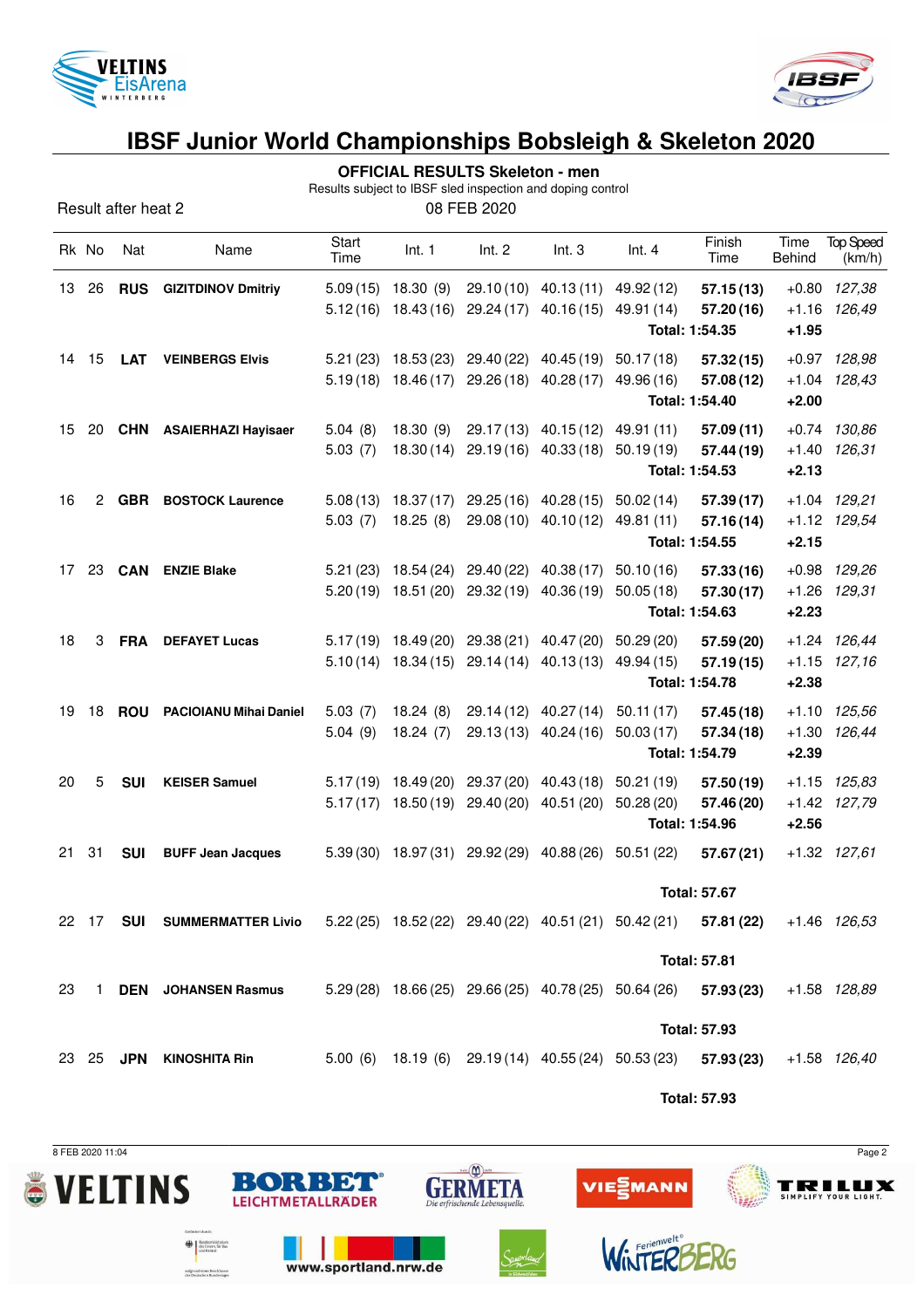# IBSF Junior World Championships Bobsleigh & Skeleton 2020

**OFFICIAL RESULTS Skeleton - men**

Results subject to IBSF sled inspection and doping control

Result after heat 2

08 FEB 2020

| Rk | No | Nat | Name | Start Time | Int. 1 | Int. 2 | Int. 3 | Int. 4 | Finish Time | Time Behind | Top Speed (km/h) |
|---|---|---|---|---|---|---|---|---|---|---|---|
| 13 | 26 | **RUS** | **GIZITDINOV Dmitriy** | 5.09 (15) | 18.30 (9) | 29.10 (10) | 40.13 (11) | 49.92 (12) | **57.15 (13)** | +0.80 | *127,38* |
| | | | | 5.12 (16) | 18.43 (16) | 29.24 (17) | 40.16 (15) | 49.91 (14) | **57.20 (16)** | +1.16 | *126,49* |
| | | | | | | | | | **Total: 1:54.35** | **+1.95** | |
| 14 | 15 | **LAT** | **VEINBERGS Elvis** | 5.21 (23) | 18.53 (23) | 29.40 (22) | 40.45 (19) | 50.17 (18) | **57.32 (15)** | +0.97 | *128,98* |
| | | | | 5.19 (18) | 18.46 (17) | 29.26 (18) | 40.28 (17) | 49.96 (16) | **57.08 (12)** | +1.04 | *128,43* |
| | | | | | | | | | **Total: 1:54.40** | **+2.00** | |
| 15 | 20 | **CHN** | **ASAIERHAZI Hayisaer** | 5.04 (8) | 18.30 (9) | 29.17 (13) | 40.15 (12) | 49.91 (11) | **57.09 (11)** | +0.74 | *130,86* |
| | | | | 5.03 (7) | 18.30 (14) | 29.19 (16) | 40.33 (18) | 50.19 (19) | **57.44 (19)** | +1.40 | *126,31* |
| | | | | | | | | | **Total: 1:54.53** | **+2.13** | |
| 16 | 2 | **GBR** | **BOSTOCK Laurence** | 5.08 (13) | 18.37 (17) | 29.25 (16) | 40.28 (15) | 50.02 (14) | **57.39 (17)** | +1.04 | *129,21* |
| | | | | 5.03 (7) | 18.25 (8) | 29.08 (10) | 40.10 (12) | 49.81 (11) | **57.16 (14)** | +1.12 | *129,54* |
| | | | | | | | | | **Total: 1:54.55** | **+2.15** | |
| 17 | 23 | **CAN** | **ENZIE Blake** | 5.21 (23) | 18.54 (24) | 29.40 (22) | 40.38 (17) | 50.10 (16) | **57.33 (16)** | +0.98 | *129,26* |
| | | | | 5.20 (19) | 18.51 (20) | 29.32 (19) | 40.36 (19) | 50.05 (18) | **57.30 (17)** | +1.26 | *129,31* |
| | | | | | | | | | **Total: 1:54.63** | **+2.23** | |
| 18 | 3 | **FRA** | **DEFAYET Lucas** | 5.17 (19) | 18.49 (20) | 29.38 (21) | 40.47 (20) | 50.29 (20) | **57.59 (20)** | +1.24 | *126,44* |
| | | | | 5.10 (14) | 18.34 (15) | 29.14 (14) | 40.13 (13) | 49.94 (15) | **57.19 (15)** | +1.15 | *127,16* |
| | | | | | | | | | **Total: 1:54.78** | **+2.38** | |
| 19 | 18 | **ROU** | **PACIOIANU Mihai Daniel** | 5.03 (7) | 18.24 (8) | 29.14 (12) | 40.27 (14) | 50.11 (17) | **57.45 (18)** | +1.10 | *125,56* |
| | | | | 5.04 (9) | 18.24 (7) | 29.13 (13) | 40.24 (16) | 50.03 (17) | **57.34 (18)** | +1.30 | *126,44* |
| | | | | | | | | | **Total: 1:54.79** | **+2.39** | |
| 20 | 5 | **SUI** | **KEISER Samuel** | 5.17 (19) | 18.49 (20) | 29.37 (20) | 40.43 (18) | 50.21 (19) | **57.50 (19)** | +1.15 | *125,83* |
| | | | | 5.17 (17) | 18.50 (19) | 29.40 (20) | 40.51 (20) | 50.28 (20) | **57.46 (20)** | +1.42 | *127,79* |
| | | | | | | | | | **Total: 1:54.96** | **+2.56** | |
| 21 | 31 | **SUI** | **BUFF Jean Jacques** | 5.39 (30) | 18.97 (31) | 29.92 (29) | 40.88 (26) | 50.51 (22) | **57.67 (21)** | +1.32 | *127,61* |
| | | | | | | | | | **Total: 57.67** | | |
| 22 | 17 | **SUI** | **SUMMERMATTER Livio** | 5.22 (25) | 18.52 (22) | 29.40 (22) | 40.51 (21) | 50.42 (21) | **57.81 (22)** | +1.46 | *126,53* |
| | | | | | | | | | **Total: 57.81** | | |
| 23 | 1 | **DEN** | **JOHANSEN Rasmus** | 5.29 (28) | 18.66 (25) | 29.66 (25) | 40.78 (25) | 50.64 (26) | **57.93 (23)** | +1.58 | *128,89* |
| | | | | | | | | | **Total: 57.93** | | |
| 23 | 25 | **JPN** | **KINOSHITA Rin** | 5.00 (6) | 18.19 (6) | 29.19 (14) | 40.55 (24) | 50.53 (23) | **57.93 (23)** | +1.58 | *126,40* |
| | | | | | | | | | **Total: 57.93** | | |

8 FEB 2020 11:04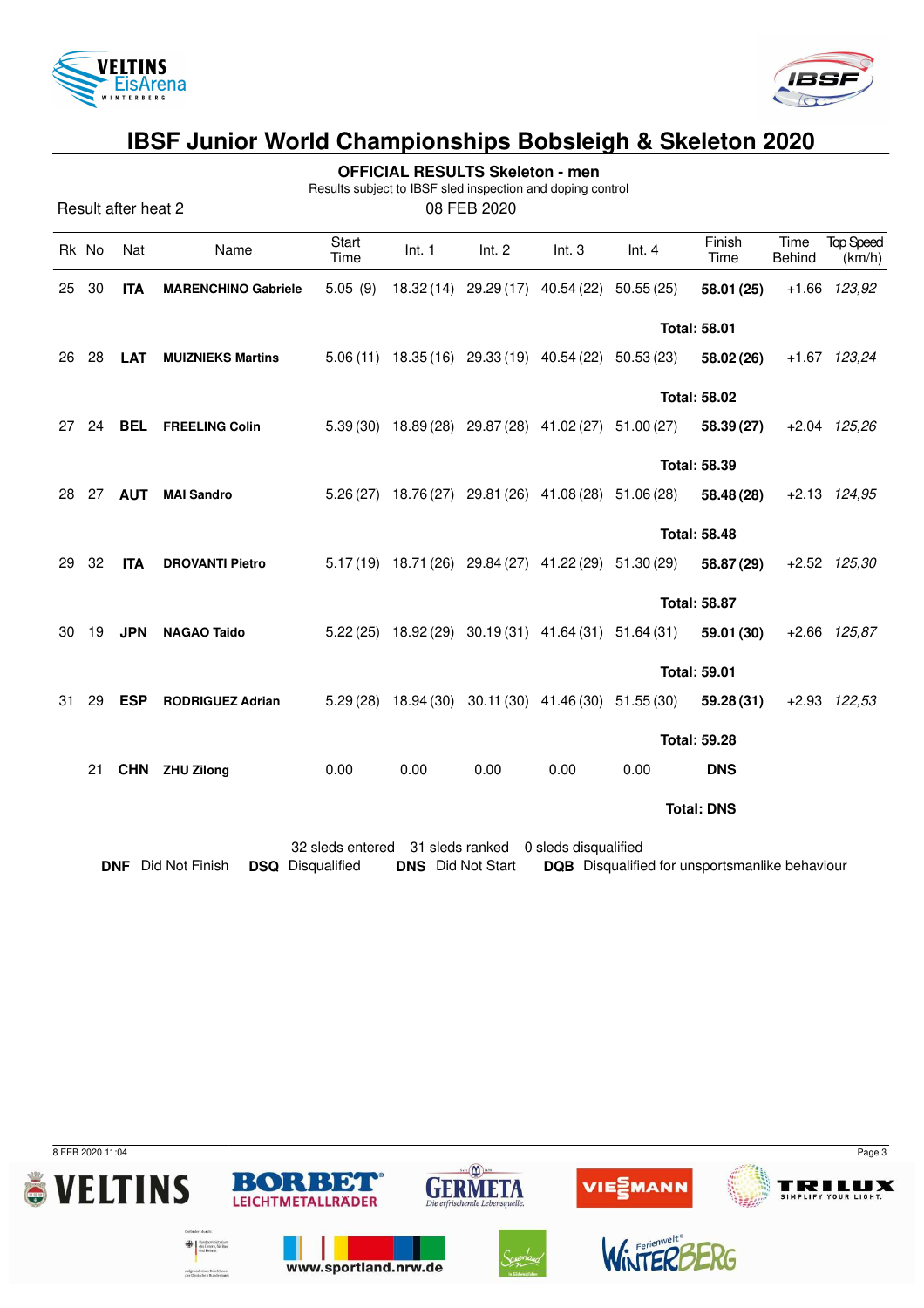# IBSF Junior World Championships Bobsleigh & Skeleton 2020

**OFFICIAL RESULTS Skeleton - men**

Results subject to IBSF sled inspection and doping control

Result after heat 2

08 FEB 2020

| Rk | No | Nat | Name | Start Time | Int. 1 | Int. 2 | Int. 3 | Int. 4 | Finish Time | Time Behind | Top Speed (km/h) |
|---|---|---|---|---|---|---|---|---|---|---|---|
| 25 | 30 | **ITA** | **MARENCHINO Gabriele** | 5.05 (9) | 18.32 (14) | 29.29 (17) | 40.54 (22) | 50.55 (25) | **58.01 (25)** | +1.66 | *123,92* |
| | | | | | | | | | **Total: 58.01** | | |
| 26 | 28 | **LAT** | **MUIZNIEKS Martins** | 5.06 (11) | 18.35 (16) | 29.33 (19) | 40.54 (22) | 50.53 (23) | **58.02 (26)** | +1.67 | *123,24* |
| | | | | | | | | | **Total: 58.02** | | |
| 27 | 24 | **BEL** | **FREELING Colin** | 5.39 (30) | 18.89 (28) | 29.87 (28) | 41.02 (27) | 51.00 (27) | **58.39 (27)** | +2.04 | *125,26* |
| | | | | | | | | | **Total: 58.39** | | |
| 28 | 27 | **AUT** | **MAI Sandro** | 5.26 (27) | 18.76 (27) | 29.81 (26) | 41.08 (28) | 51.06 (28) | **58.48 (28)** | +2.13 | *124,95* |
| | | | | | | | | | **Total: 58.48** | | |
| 29 | 32 | **ITA** | **DROVANTI Pietro** | 5.17 (19) | 18.71 (26) | 29.84 (27) | 41.22 (29) | 51.30 (29) | **58.87 (29)** | +2.52 | *125,30* |
| | | | | | | | | | **Total: 58.87** | | |
| 30 | 19 | **JPN** | **NAGAO Taido** | 5.22 (25) | 18.92 (29) | 30.19 (31) | 41.64 (31) | 51.64 (31) | **59.01 (30)** | +2.66 | *125,87* |
| | | | | | | | | | **Total: 59.01** | | |
| 31 | 29 | **ESP** | **RODRIGUEZ Adrian** | 5.29 (28) | 18.94 (30) | 30.11 (30) | 41.46 (30) | 51.55 (30) | **59.28 (31)** | +2.93 | *122,53* |
| | | | | | | | | | **Total: 59.28** | | |
| | 21 | **CHN** | **ZHU Zilong** | 0.00 | 0.00 | 0.00 | 0.00 | 0.00 | **DNS** | | |
| | | | | | | | | | **Total: DNS** | | |

32 sleds entered    31 sleds ranked    0 sleds disqualified

**DNF** Did Not Finish    **DSQ** Disqualified    **DNS** Did Not Start    **DQB** Disqualified for unsportsmanlike behaviour